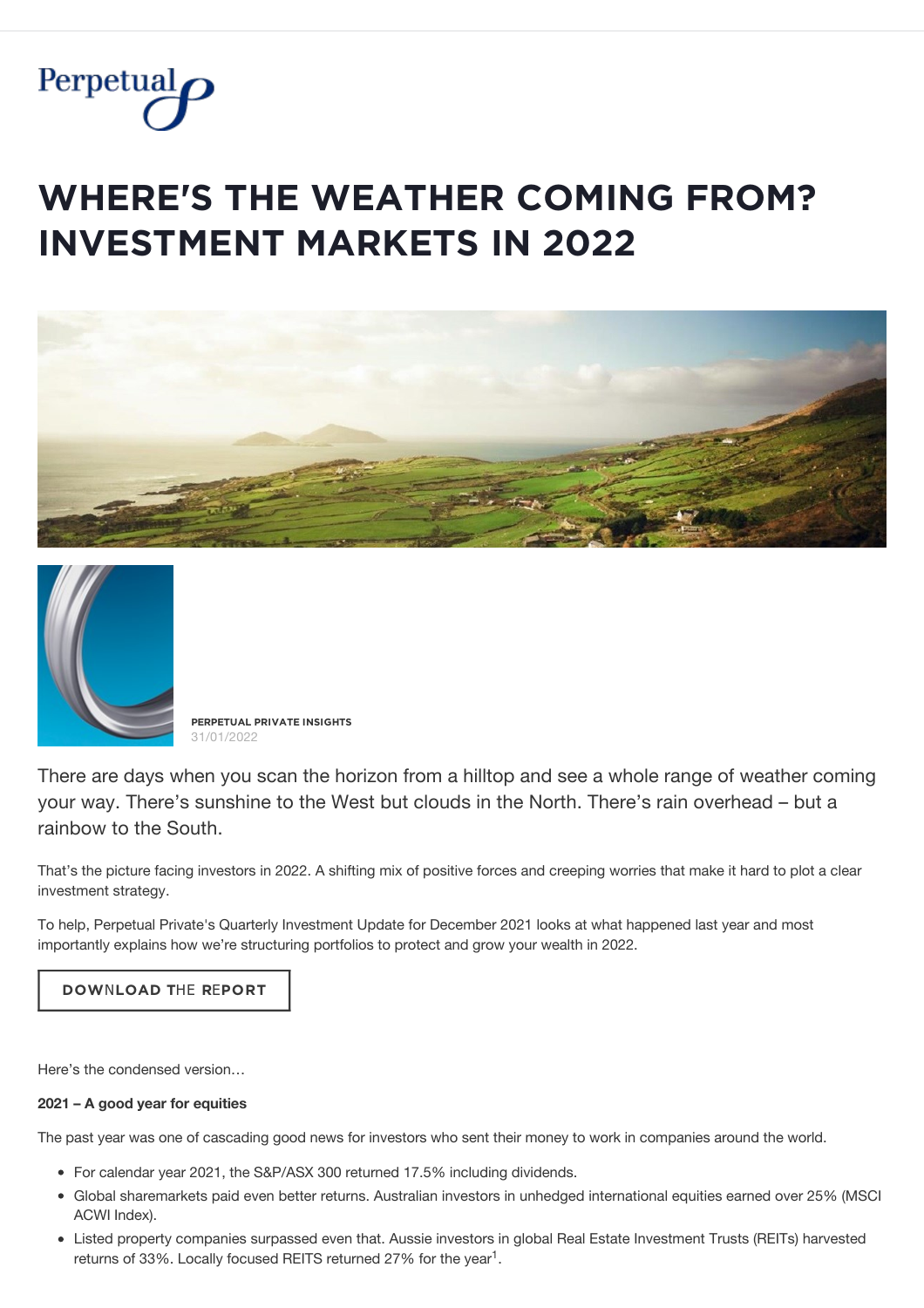# WHERE'S THE WEATHER COMING FROM? INVESTMENT MARKETS IN 2022

**PERPETUAL PRIVATE INSIGHTS**
31/01/2022

There are days when you scan the horizon from a hilltop and see a whole range of weather coming your way. There's sunshine to the West but clouds in the North. There's rain overhead – but a rainbow to the South.

That's the picture facing investors in 2022. A shifting mix of positive forces and creeping worries that make it hard to plot a clear investment strategy.

To help, Perpetual Private's Quarterly Investment Update for December 2021 looks at what happened last year and most importantly explains how we're structuring portfolios to protect and grow your wealth in 2022.

DOWNLOAD THE REPORT

Here's the condensed version…

**2021 – A good year for equities**

The past year was one of cascading good news for investors who sent their money to work in companies around the world.

- For calendar year 2021, the S&P/ASX 300 returned 17.5% including dividends.
- Global sharemarkets paid even better returns. Australian investors in unhedged international equities earned over 25% (MSCI ACWI Index).
- Listed property companies surpassed even that. Aussie investors in global Real Estate Investment Trusts (REITs) harvested returns of 33%. Locally focused REITS returned 27% for the year[1].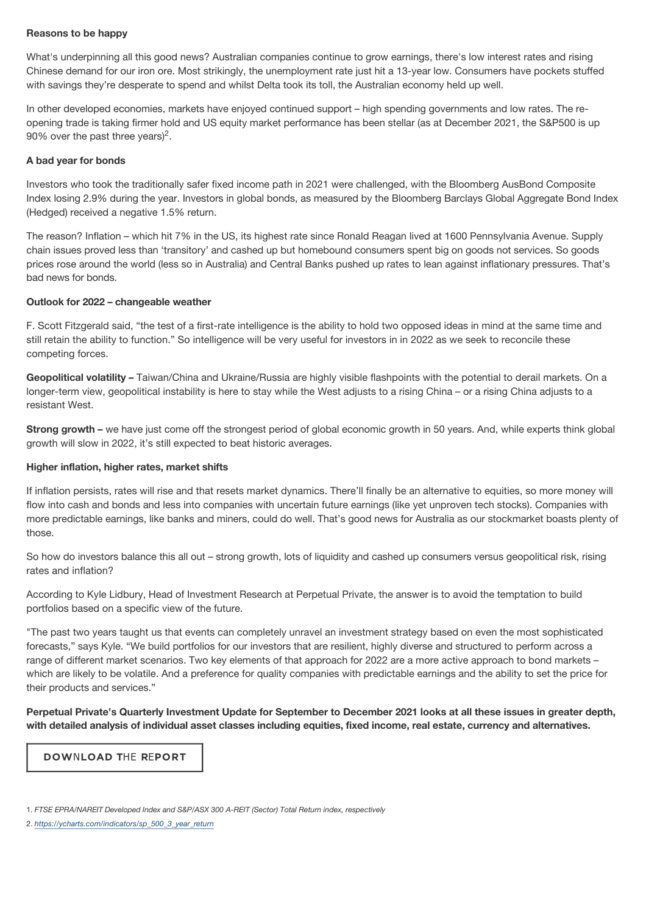**Reasons to be happy**

What's underpinning all this good news? Australian companies continue to grow earnings, there's low interest rates and rising Chinese demand for our iron ore. Most strikingly, the unemployment rate just hit a 13-year low. Consumers have pockets stuffed with savings they're desperate to spend and whilst Delta took its toll, the Australian economy held up well.

In other developed economies, markets have enjoyed continued support – high spending governments and low rates. The re-opening trade is taking firmer hold and US equity market performance has been stellar (as at December 2021, the S&P500 is up 90% over the past three years)[2].

**A bad year for bonds**

Investors who took the traditionally safer fixed income path in 2021 were challenged, with the Bloomberg AusBond Composite Index losing 2.9% during the year. Investors in global bonds, as measured by the Bloomberg Barclays Global Aggregate Bond Index (Hedged) received a negative 1.5% return.

The reason? Inflation – which hit 7% in the US, its highest rate since Ronald Reagan lived at 1600 Pennsylvania Avenue. Supply chain issues proved less than 'transitory' and cashed up but homebound consumers spent big on goods not services. So goods prices rose around the world (less so in Australia) and Central Banks pushed up rates to lean against inflationary pressures. That's bad news for bonds.

**Outlook for 2022 – changeable weather**

F. Scott Fitzgerald said, "the test of a first-rate intelligence is the ability to hold two opposed ideas in mind at the same time and still retain the ability to function." So intelligence will be very useful for investors in in 2022 as we seek to reconcile these competing forces.

**Geopolitical volatility –** Taiwan/China and Ukraine/Russia are highly visible flashpoints with the potential to derail markets. On a longer-term view, geopolitical instability is here to stay while the West adjusts to a rising China – or a rising China adjusts to a resistant West.

**Strong growth –** we have just come off the strongest period of global economic growth in 50 years. And, while experts think global growth will slow in 2022, it's still expected to beat historic averages.

**Higher inflation, higher rates, market shifts**

If inflation persists, rates will rise and that resets market dynamics. There'll finally be an alternative to equities, so more money will flow into cash and bonds and less into companies with uncertain future earnings (like yet unproven tech stocks). Companies with more predictable earnings, like banks and miners, could do well. That's good news for Australia as our stockmarket boasts plenty of those.

So how do investors balance this all out – strong growth, lots of liquidity and cashed up consumers versus geopolitical risk, rising rates and inflation?

According to Kyle Lidbury, Head of Investment Research at Perpetual Private, the answer is to avoid the temptation to build portfolios based on a specific view of the future.

"The past two years taught us that events can completely unravel an investment strategy based on even the most sophisticated forecasts," says Kyle. "We build portfolios for our investors that are resilient, highly diverse and structured to perform across a range of different market scenarios. Two key elements of that approach for 2022 are a more active approach to bond markets – which are likely to be volatile. And a preference for quality companies with predictable earnings and the ability to set the price for their products and services."

**Perpetual Private's Quarterly Investment Update for September to December 2021 looks at all these issues in greater depth, with detailed analysis of individual asset classes including equities, fixed income, real estate, currency and alternatives.**

DOWNLOAD THE REPORT

1. *FTSE EPRA/NAREIT Developed Index and S&P/ASX 300 A-REIT (Sector) Total Return index, respectively*

2. *https://ycharts.com/indicators/sp_500_3_year_return*